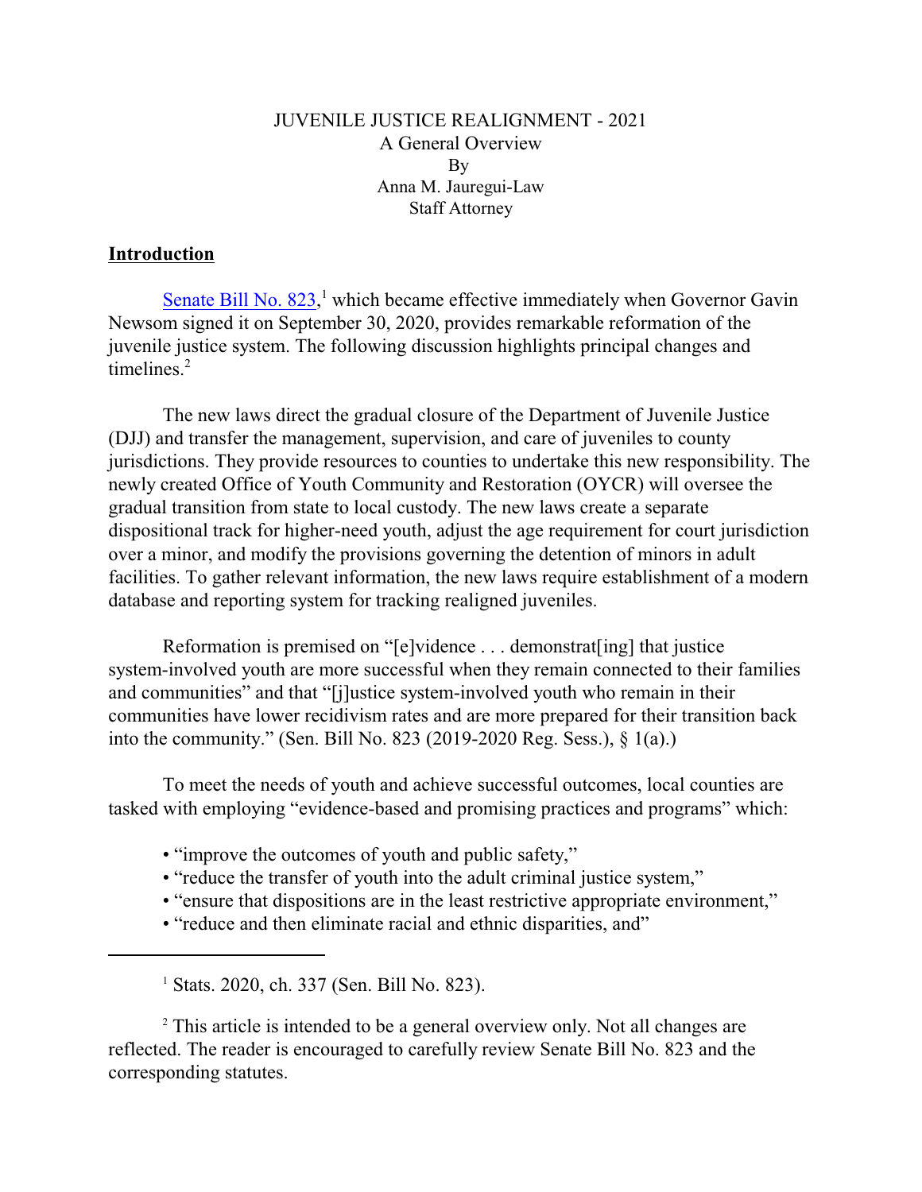JUVENILE JUSTICE REALIGNMENT - 2021
A General Overview
By
Anna M. Jauregui-Law
Staff Attorney

## Introduction

Senate Bill No. 823,[1] which became effective immediately when Governor Gavin Newsom signed it on September 30, 2020, provides remarkable reformation of the juvenile justice system. The following discussion highlights principal changes and timelines.[2]

The new laws direct the gradual closure of the Department of Juvenile Justice (DJJ) and transfer the management, supervision, and care of juveniles to county jurisdictions. They provide resources to counties to undertake this new responsibility. The newly created Office of Youth Community and Restoration (OYCR) will oversee the gradual transition from state to local custody. The new laws create a separate dispositional track for higher-need youth, adjust the age requirement for court jurisdiction over a minor, and modify the provisions governing the detention of minors in adult facilities. To gather relevant information, the new laws require establishment of a modern database and reporting system for tracking realigned juveniles.

Reformation is premised on "[e]vidence . . . demonstrat[ing] that justice system-involved youth are more successful when they remain connected to their families and communities" and that "[j]ustice system-involved youth who remain in their communities have lower recidivism rates and are more prepared for their transition back into the community." (Sen. Bill No. 823 (2019-2020 Reg. Sess.), § 1(a).)

To meet the needs of youth and achieve successful outcomes, local counties are tasked with employing "evidence-based and promising practices and programs" which:

- "improve the outcomes of youth and public safety,"
- "reduce the transfer of youth into the adult criminal justice system,"
- "ensure that dispositions are in the least restrictive appropriate environment,"
- "reduce and then eliminate racial and ethnic disparities, and"

---

[1] Stats. 2020, ch. 337 (Sen. Bill No. 823).

[2] This article is intended to be a general overview only. Not all changes are reflected. The reader is encouraged to carefully review Senate Bill No. 823 and the corresponding statutes.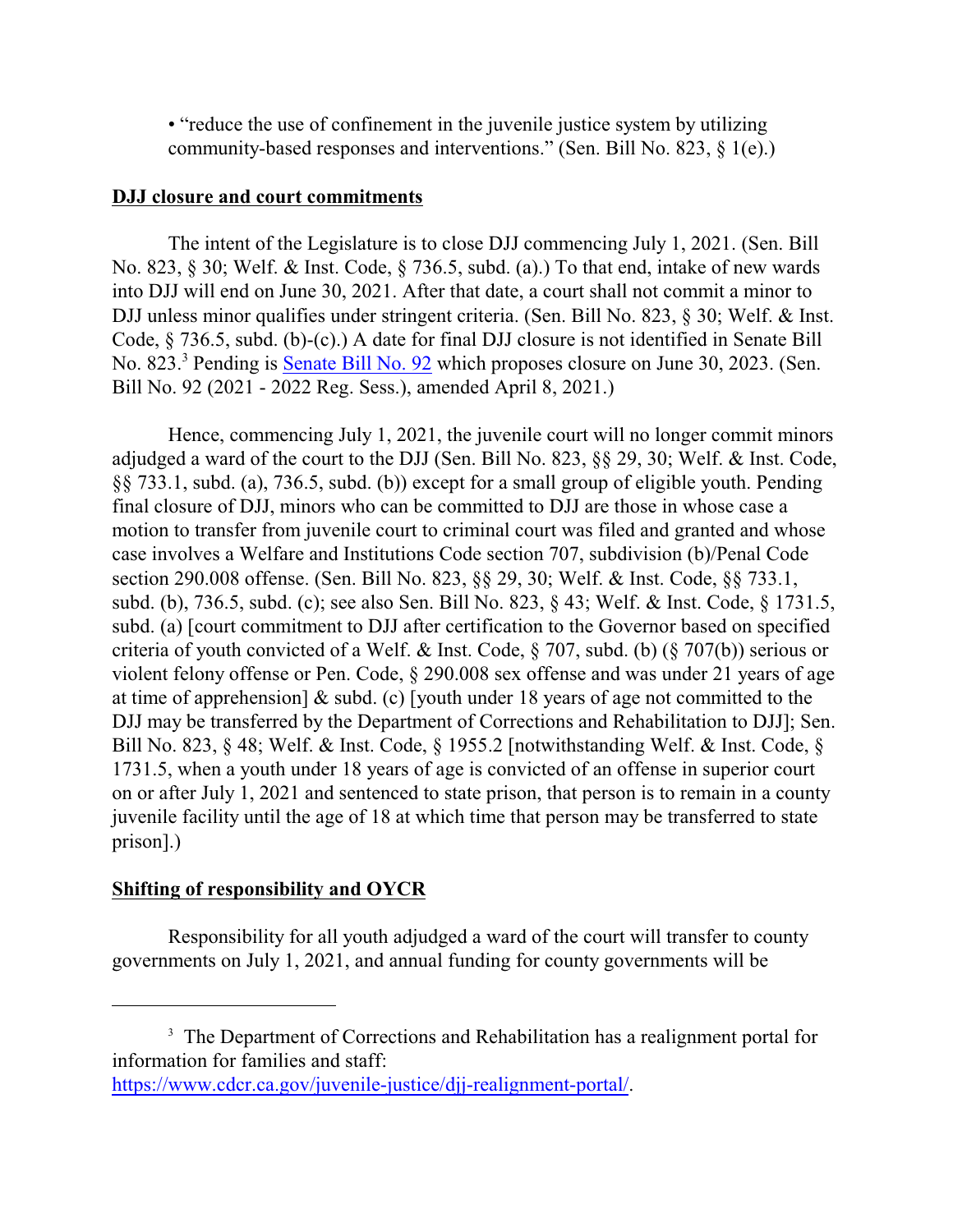- "reduce the use of confinement in the juvenile justice system by utilizing community-based responses and interventions." (Sen. Bill No. 823, § 1(e).)

**DJJ closure and court commitments**

The intent of the Legislature is to close DJJ commencing July 1, 2021. (Sen. Bill No. 823, § 30; Welf. & Inst. Code, § 736.5, subd. (a).) To that end, intake of new wards into DJJ will end on June 30, 2021. After that date, a court shall not commit a minor to DJJ unless minor qualifies under stringent criteria. (Sen. Bill No. 823, § 30; Welf. & Inst. Code, § 736.5, subd. (b)-(c).) A date for final DJJ closure is not identified in Senate Bill No. 823.[3] Pending is Senate Bill No. 92 which proposes closure on June 30, 2023. (Sen. Bill No. 92 (2021 - 2022 Reg. Sess.), amended April 8, 2021.)

Hence, commencing July 1, 2021, the juvenile court will no longer commit minors adjudged a ward of the court to the DJJ (Sen. Bill No. 823, §§ 29, 30; Welf. & Inst. Code, §§ 733.1, subd. (a), 736.5, subd. (b)) except for a small group of eligible youth. Pending final closure of DJJ, minors who can be committed to DJJ are those in whose case a motion to transfer from juvenile court to criminal court was filed and granted and whose case involves a Welfare and Institutions Code section 707, subdivision (b)/Penal Code section 290.008 offense. (Sen. Bill No. 823, §§ 29, 30; Welf. & Inst. Code, §§ 733.1, subd. (b), 736.5, subd. (c); see also Sen. Bill No. 823, § 43; Welf. & Inst. Code, § 1731.5, subd. (a) [court commitment to DJJ after certification to the Governor based on specified criteria of youth convicted of a Welf. & Inst. Code, § 707, subd. (b) (§ 707(b)) serious or violent felony offense or Pen. Code, § 290.008 sex offense and was under 21 years of age at time of apprehension] & subd. (c) [youth under 18 years of age not committed to the DJJ may be transferred by the Department of Corrections and Rehabilitation to DJJ]; Sen. Bill No. 823, § 48; Welf. & Inst. Code, § 1955.2 [notwithstanding Welf. & Inst. Code, § 1731.5, when a youth under 18 years of age is convicted of an offense in superior court on or after July 1, 2021 and sentenced to state prison, that person is to remain in a county juvenile facility until the age of 18 at which time that person may be transferred to state prison].)

**Shifting of responsibility and OYCR**

Responsibility for all youth adjudged a ward of the court will transfer to county governments on July 1, 2021, and annual funding for county governments will be

---

[3] The Department of Corrections and Rehabilitation has a realignment portal for information for families and staff: https://www.cdcr.ca.gov/juvenile-justice/djj-realignment-portal/.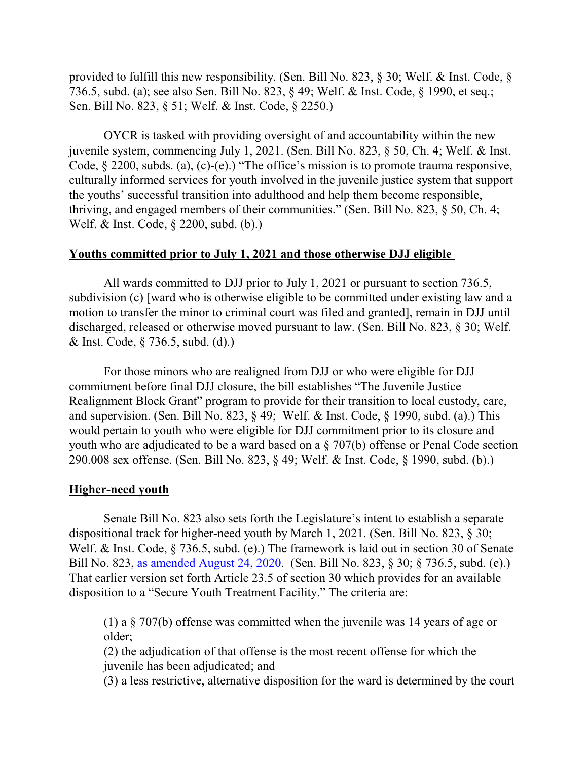provided to fulfill this new responsibility. (Sen. Bill No. 823, § 30; Welf. & Inst. Code, § 736.5, subd. (a); see also Sen. Bill No. 823, § 49; Welf. & Inst. Code, § 1990, et seq.; Sen. Bill No. 823, § 51; Welf. & Inst. Code, § 2250.)

OYCR is tasked with providing oversight of and accountability within the new juvenile system, commencing July 1, 2021. (Sen. Bill No. 823, § 50, Ch. 4; Welf. & Inst. Code, § 2200, subds. (a), (c)-(e).) "The office's mission is to promote trauma responsive, culturally informed services for youth involved in the juvenile justice system that support the youths' successful transition into adulthood and help them become responsible, thriving, and engaged members of their communities." (Sen. Bill No. 823, § 50, Ch. 4; Welf. & Inst. Code, § 2200, subd. (b).)

**Youths committed prior to July 1, 2021 and those otherwise DJJ eligible**

All wards committed to DJJ prior to July 1, 2021 or pursuant to section 736.5, subdivision (c) [ward who is otherwise eligible to be committed under existing law and a motion to transfer the minor to criminal court was filed and granted], remain in DJJ until discharged, released or otherwise moved pursuant to law. (Sen. Bill No. 823, § 30; Welf. & Inst. Code, § 736.5, subd. (d).)

For those minors who are realigned from DJJ or who were eligible for DJJ commitment before final DJJ closure, the bill establishes "The Juvenile Justice Realignment Block Grant" program to provide for their transition to local custody, care, and supervision. (Sen. Bill No. 823, § 49; Welf. & Inst. Code, § 1990, subd. (a).) This would pertain to youth who were eligible for DJJ commitment prior to its closure and youth who are adjudicated to be a ward based on a § 707(b) offense or Penal Code section 290.008 sex offense. (Sen. Bill No. 823, § 49; Welf. & Inst. Code, § 1990, subd. (b).)

**Higher-need youth**

Senate Bill No. 823 also sets forth the Legislature's intent to establish a separate dispositional track for higher-need youth by March 1, 2021. (Sen. Bill No. 823, § 30; Welf. & Inst. Code, § 736.5, subd. (e).) The framework is laid out in section 30 of Senate Bill No. 823, as amended August 24, 2020. (Sen. Bill No. 823, § 30; § 736.5, subd. (e).) That earlier version set forth Article 23.5 of section 30 which provides for an available disposition to a "Secure Youth Treatment Facility." The criteria are:

(1) a § 707(b) offense was committed when the juvenile was 14 years of age or older;
(2) the adjudication of that offense is the most recent offense for which the juvenile has been adjudicated; and
(3) a less restrictive, alternative disposition for the ward is determined by the court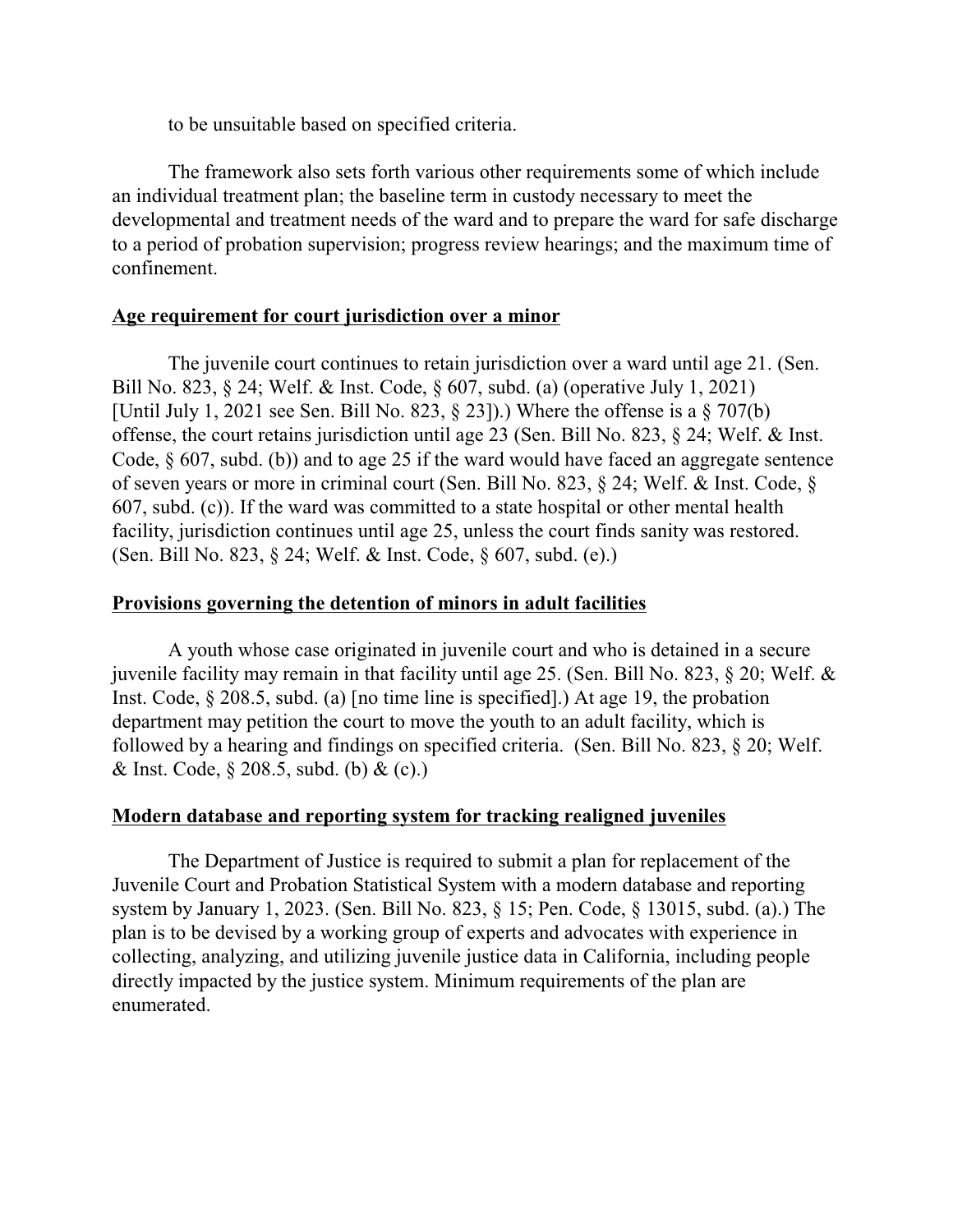to be unsuitable based on specified criteria.

The framework also sets forth various other requirements some of which include an individual treatment plan; the baseline term in custody necessary to meet the developmental and treatment needs of the ward and to prepare the ward for safe discharge to a period of probation supervision; progress review hearings; and the maximum time of confinement.

**Age requirement for court jurisdiction over a minor**

The juvenile court continues to retain jurisdiction over a ward until age 21. (Sen. Bill No. 823, § 24; Welf. & Inst. Code, § 607, subd. (a) (operative July 1, 2021) [Until July 1, 2021 see Sen. Bill No. 823, § 23]).) Where the offense is a § 707(b) offense, the court retains jurisdiction until age 23 (Sen. Bill No. 823, § 24; Welf. & Inst. Code, § 607, subd. (b)) and to age 25 if the ward would have faced an aggregate sentence of seven years or more in criminal court (Sen. Bill No. 823, § 24; Welf. & Inst. Code, § 607, subd. (c)). If the ward was committed to a state hospital or other mental health facility, jurisdiction continues until age 25, unless the court finds sanity was restored. (Sen. Bill No. 823, § 24; Welf. & Inst. Code, § 607, subd. (e).)

**Provisions governing the detention of minors in adult facilities**

A youth whose case originated in juvenile court and who is detained in a secure juvenile facility may remain in that facility until age 25. (Sen. Bill No. 823, § 20; Welf. & Inst. Code, § 208.5, subd. (a) [no time line is specified].) At age 19, the probation department may petition the court to move the youth to an adult facility, which is followed by a hearing and findings on specified criteria. (Sen. Bill No. 823, § 20; Welf. & Inst. Code, § 208.5, subd. (b) & (c).)

**Modern database and reporting system for tracking realigned juveniles**

The Department of Justice is required to submit a plan for replacement of the Juvenile Court and Probation Statistical System with a modern database and reporting system by January 1, 2023. (Sen. Bill No. 823, § 15; Pen. Code, § 13015, subd. (a).) The plan is to be devised by a working group of experts and advocates with experience in collecting, analyzing, and utilizing juvenile justice data in California, including people directly impacted by the justice system. Minimum requirements of the plan are enumerated.